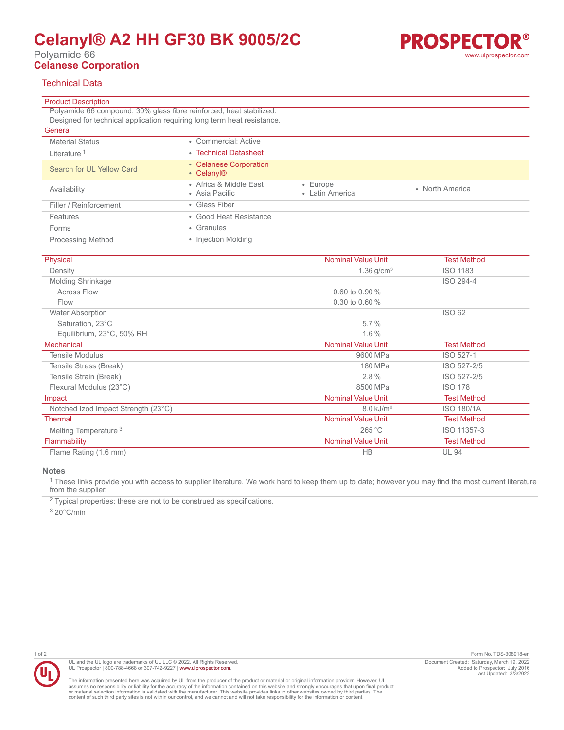# Celanyl® A2 HH GF30 BK 9005/2C

Polyamide 66

**Celanese Corporation**

## Technical Data

### Product Description

Polyamide 66 compound, 30% glass fibre reinforced, heat stabilized.
Designed for technical application requiring long term heat resistance.

### General

| | | | |
|---|---|---|---|
| Material Status | • Commercial: Active | | |
| Literature [1] | • Technical Datasheet | | |
| Search for UL Yellow Card | • Celanese Corporation<br>• Celanyl® | | |
| Availability | • Africa & Middle East<br>• Asia Pacific | • Europe<br>• Latin America | • North America |
| Filler / Reinforcement | • Glass Fiber | | |
| Features | • Good Heat Resistance | | |
| Forms | • Granules | | |
| Processing Method | • Injection Molding | | |

| Physical | Nominal Value Unit | Test Method |
|---|---|---|
| Density | 1.36 g/cm³ | ISO 1183 |
| Molding Shrinkage | | ISO 294-4 |
| Across Flow | 0.60 to 0.90 % | |
| Flow | 0.30 to 0.60 % | |
| Water Absorption | | ISO 62 |
| Saturation, 23°C | 5.7 % | |
| Equilibrium, 23°C, 50% RH | 1.6 % | |
| **Mechanical** | **Nominal Value Unit** | **Test Method** |
| Tensile Modulus | 9600 MPa | ISO 527-1 |
| Tensile Stress (Break) | 180 MPa | ISO 527-2/5 |
| Tensile Strain (Break) | 2.8 % | ISO 527-2/5 |
| Flexural Modulus (23°C) | 8500 MPa | ISO 178 |
| **Impact** | **Nominal Value Unit** | **Test Method** |
| Notched Izod Impact Strength (23°C) | 8.0 kJ/m² | ISO 180/1A |
| **Thermal** | **Nominal Value Unit** | **Test Method** |
| Melting Temperature [3] | 265 °C | ISO 11357-3 |
| **Flammability** | **Nominal Value Unit** | **Test Method** |
| Flame Rating (1.6 mm) | HB | UL 94 |

### Notes

[1] These links provide you with access to supplier literature. We work hard to keep them up to date; however you may find the most current literature from the supplier.

[2] Typical properties: these are not to be construed as specifications.

[3] 20°C/min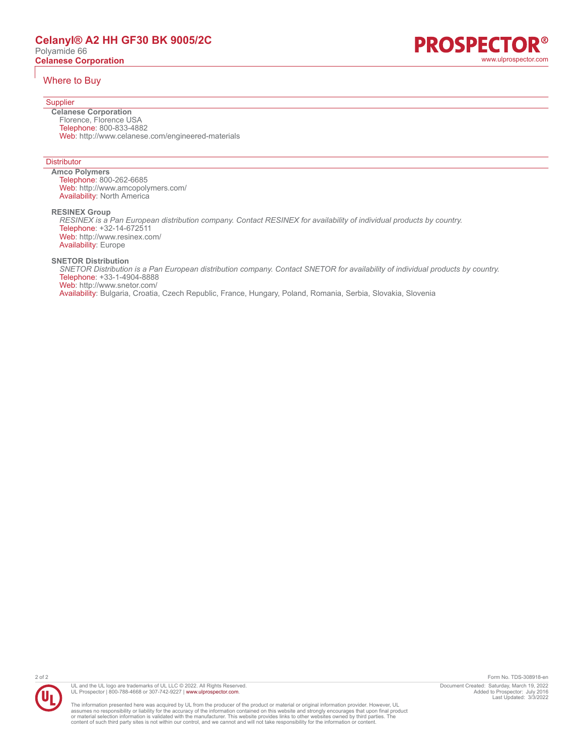## Where to Buy

### Supplier

**Celanese Corporation**
Florence, Florence USA
Telephone: 800-833-4882
Web: http://www.celanese.com/engineered-materials

### Distributor

**Amco Polymers**
Telephone: 800-262-6685
Web: http://www.amcopolymers.com/
Availability: North America

**RESINEX Group**
*RESINEX is a Pan European distribution company. Contact RESINEX for availability of individual products by country.*
Telephone: +32-14-672511
Web: http://www.resinex.com/
Availability: Europe

**SNETOR Distribution**
*SNETOR Distribution is a Pan European distribution company. Contact SNETOR for availability of individual products by country.*
Telephone: +33-1-4904-8888
Web: http://www.snetor.com/
Availability: Bulgaria, Croatia, Czech Republic, France, Hungary, Poland, Romania, Serbia, Slovakia, Slovenia

UL and the UL logo are trademarks of UL LLC © 2022. All Rights Reserved.
UL Prospector | 800-788-4668 or 307-742-9227 | www.ulprospector.com.

The information presented here was acquired by UL from the producer of the product or material or original information provider. However, UL assumes no responsibility or liability for the accuracy of the information contained on this website and strongly encourages that upon final product or material selection information is validated with the manufacturer. This website provides links to other websites owned by third parties. The content of such third party sites is not within our control, and we cannot and will not take responsibility for the information or content.

Form No. TDS-308918-en
Document Created: Saturday, March 19, 2022
Added to Prospector: July 2016
Last Updated: 3/3/2022